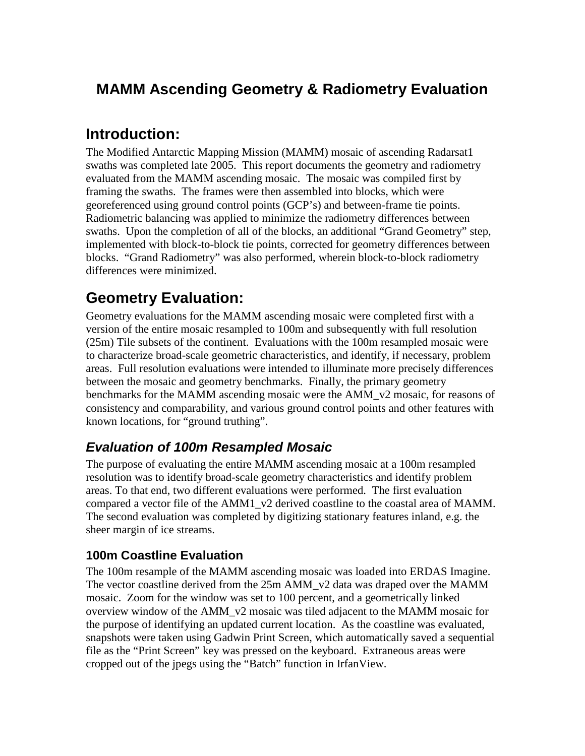# MAMM Ascending Geometry & Radiometry Evaluation

## Introduction:

The Modified Antarctic Mapping Mission (MAMM) mosaic of ascending Radarsat1 swaths was completed late 2005. This report documents the geometry and radiometry evaluated from the MAMM ascending mosaic. The mosaic was compiled first by framing the swaths. The frames were then assembled into blocks, which were georeferenced using ground control points (GCP's) and between-frame tie points. Radiometric balancing was applied to minimize the radiometry differences between swaths. Upon the completion of all of the blocks, an additional "Grand Geometry" step, implemented with block-to-block tie points, corrected for geometry differences between blocks. "Grand Radiometry" was also performed, wherein block-to-block radiometry differences were minimized.

## Geometry Evaluation:

Geometry evaluations for the MAMM ascending mosaic were completed first with a version of the entire mosaic resampled to 100m and subsequently with full resolution (25m) Tile subsets of the continent. Evaluations with the 100m resampled mosaic were to characterize broad-scale geometric characteristics, and identify, if necessary, problem areas. Full resolution evaluations were intended to illuminate more precisely differences between the mosaic and geometry benchmarks. Finally, the primary geometry benchmarks for the MAMM ascending mosaic were the AMM_v2 mosaic, for reasons of consistency and comparability, and various ground control points and other features with known locations, for "ground truthing".

### *Evaluation of 100m Resampled Mosaic*

The purpose of evaluating the entire MAMM ascending mosaic at a 100m resampled resolution was to identify broad-scale geometry characteristics and identify problem areas. To that end, two different evaluations were performed. The first evaluation compared a vector file of the AMM1_v2 derived coastline to the coastal area of MAMM. The second evaluation was completed by digitizing stationary features inland, e.g. the sheer margin of ice streams.

#### 100m Coastline Evaluation

The 100m resample of the MAMM ascending mosaic was loaded into ERDAS Imagine. The vector coastline derived from the 25m AMM_v2 data was draped over the MAMM mosaic. Zoom for the window was set to 100 percent, and a geometrically linked overview window of the AMM_v2 mosaic was tiled adjacent to the MAMM mosaic for the purpose of identifying an updated current location. As the coastline was evaluated, snapshots were taken using Gadwin Print Screen, which automatically saved a sequential file as the "Print Screen" key was pressed on the keyboard. Extraneous areas were cropped out of the jpegs using the "Batch" function in IrfanView.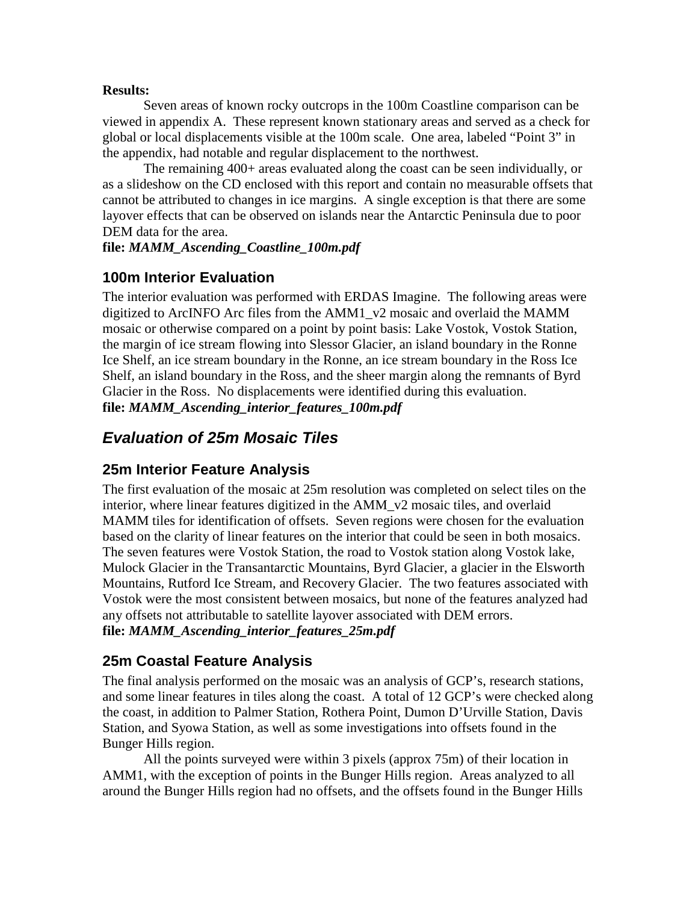**Results:**

Seven areas of known rocky outcrops in the 100m Coastline comparison can be viewed in appendix A. These represent known stationary areas and served as a check for global or local displacements visible at the 100m scale. One area, labeled "Point 3" in the appendix, had notable and regular displacement to the northwest.

The remaining 400+ areas evaluated along the coast can be seen individually, or as a slideshow on the CD enclosed with this report and contain no measurable offsets that cannot be attributed to changes in ice margins. A single exception is that there are some layover effects that can be observed on islands near the Antarctic Peninsula due to poor DEM data for the area.

**file:** ***MAMM_Ascending_Coastline_100m.pdf***

### 100m Interior Evaluation

The interior evaluation was performed with ERDAS Imagine. The following areas were digitized to ArcINFO Arc files from the AMM1_v2 mosaic and overlaid the MAMM mosaic or otherwise compared on a point by point basis: Lake Vostok, Vostok Station, the margin of ice stream flowing into Slessor Glacier, an island boundary in the Ronne Ice Shelf, an ice stream boundary in the Ronne, an ice stream boundary in the Ross Ice Shelf, an island boundary in the Ross, and the sheer margin along the remnants of Byrd Glacier in the Ross. No displacements were identified during this evaluation.

**file:** ***MAMM_Ascending_interior_features_100m.pdf***

## *Evaluation of 25m Mosaic Tiles*

### 25m Interior Feature Analysis

The first evaluation of the mosaic at 25m resolution was completed on select tiles on the interior, where linear features digitized in the AMM_v2 mosaic tiles, and overlaid MAMM tiles for identification of offsets. Seven regions were chosen for the evaluation based on the clarity of linear features on the interior that could be seen in both mosaics. The seven features were Vostok Station, the road to Vostok station along Vostok lake, Mulock Glacier in the Transantarctic Mountains, Byrd Glacier, a glacier in the Elsworth Mountains, Rutford Ice Stream, and Recovery Glacier. The two features associated with Vostok were the most consistent between mosaics, but none of the features analyzed had any offsets not attributable to satellite layover associated with DEM errors.

**file:** ***MAMM_Ascending_interior_features_25m.pdf***

### 25m Coastal Feature Analysis

The final analysis performed on the mosaic was an analysis of GCP's, research stations, and some linear features in tiles along the coast. A total of 12 GCP's were checked along the coast, in addition to Palmer Station, Rothera Point, Dumon D'Urville Station, Davis Station, and Syowa Station, as well as some investigations into offsets found in the Bunger Hills region.

All the points surveyed were within 3 pixels (approx 75m) of their location in AMM1, with the exception of points in the Bunger Hills region. Areas analyzed to all around the Bunger Hills region had no offsets, and the offsets found in the Bunger Hills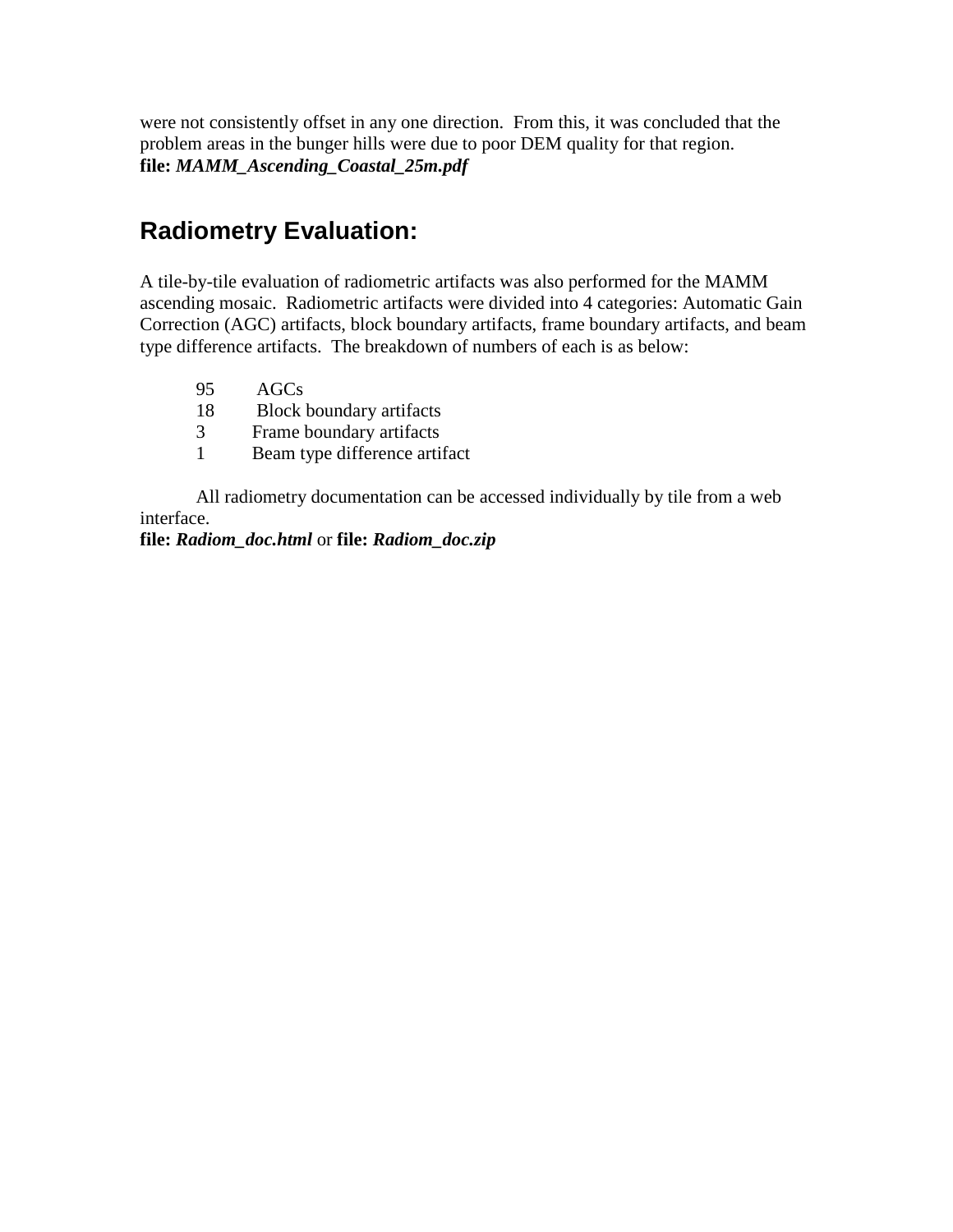were not consistently offset in any one direction. From this, it was concluded that the problem areas in the bunger hills were due to poor DEM quality for that region.
**file:** ***MAMM_Ascending_Coastal_25m.pdf***

## Radiometry Evaluation:

A tile-by-tile evaluation of radiometric artifacts was also performed for the MAMM ascending mosaic. Radiometric artifacts were divided into 4 categories: Automatic Gain Correction (AGC) artifacts, block boundary artifacts, frame boundary artifacts, and beam type difference artifacts. The breakdown of numbers of each is as below:

95 AGCs
18 Block boundary artifacts
3 Frame boundary artifacts
1 Beam type difference artifact

All radiometry documentation can be accessed individually by tile from a web interface.
**file:** ***Radiom_doc.html*** or **file:** ***Radiom_doc.zip***